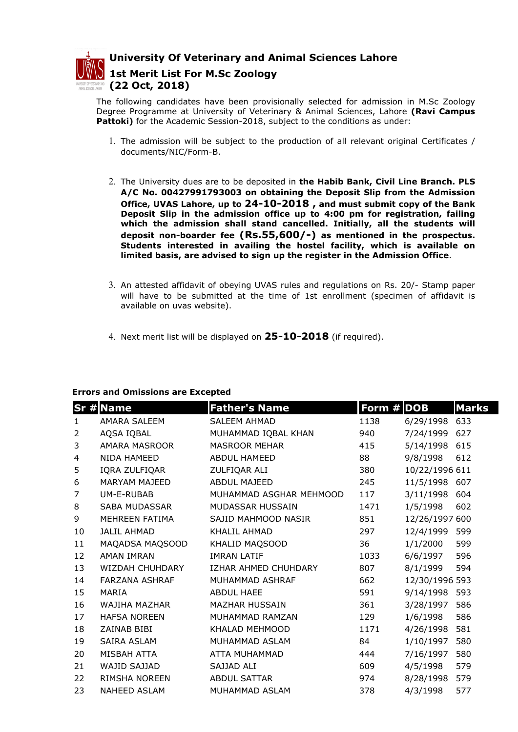## University Of Veterinary and Animal Sciences Lahore

## 1st Merit List For M.Sc Zoology

## (22 Oct, 2018)

The following candidates have been provisionally selected for admission in M.Sc Zoology Degree Programme at University of Veterinary & Animal Sciences, Lahore **(Ravi Campus Pattoki)** for the Academic Session-2018, subject to the conditions as under:

1. The admission will be subject to the production of all relevant original Certificates / documents/NIC/Form-B.

2. The University dues are to be deposited in **the Habib Bank, Civil Line Branch. PLS A/C No. 00427991793003 on obtaining the Deposit Slip from the Admission Office, UVAS Lahore, up to 24-10-2018 , and must submit copy of the Bank Deposit Slip in the admission office up to 4:00 pm for registration, failing which the admission shall stand cancelled. Initially, all the students will deposit non-boarder fee (Rs.55,600/-) as mentioned in the prospectus. Students interested in availing the hostel facility, which is available on limited basis, are advised to sign up the register in the Admission Office**.

3. An attested affidavit of obeying UVAS rules and regulations on Rs. 20/- Stamp paper will have to be submitted at the time of 1st enrollment (specimen of affidavit is available on uvas website).

4. Next merit list will be displayed on **25-10-2018** (if required).

**Errors and Omissions are Excepted**

| Sr # | Name | Father's Name | Form # | DOB | Marks |
|---|---|---|---|---|---|
| 1 | AMARA SALEEM | SALEEM AHMAD | 1138 | 6/29/1998 | 633 |
| 2 | AQSA IQBAL | MUHAMMAD IQBAL KHAN | 940 | 7/24/1999 | 627 |
| 3 | AMARA MASROOR | MASROOR MEHAR | 415 | 5/14/1998 | 615 |
| 4 | NIDA HAMEED | ABDUL HAMEED | 88 | 9/8/1998 | 612 |
| 5 | IQRA ZULFIQAR | ZULFIQAR ALI | 380 | 10/22/1996 | 611 |
| 6 | MARYAM MAJEED | ABDUL MAJEED | 245 | 11/5/1998 | 607 |
| 7 | UM-E-RUBAB | MUHAMMAD ASGHAR MEHMOOD | 117 | 3/11/1998 | 604 |
| 8 | SABA MUDASSAR | MUDASSAR HUSSAIN | 1471 | 1/5/1998 | 602 |
| 9 | MEHREEN FATIMA | SAJID MAHMOOD NASIR | 851 | 12/26/1997 | 600 |
| 10 | JALIL AHMAD | KHALIL AHMAD | 297 | 12/4/1999 | 599 |
| 11 | MAQADSA MAQSOOD | KHALID MAQSOOD | 36 | 1/1/2000 | 599 |
| 12 | AMAN IMRAN | IMRAN LATIF | 1033 | 6/6/1997 | 596 |
| 13 | WIZDAH CHUHDARY | IZHAR AHMED CHUHDARY | 807 | 8/1/1999 | 594 |
| 14 | FARZANA ASHRAF | MUHAMMAD ASHRAF | 662 | 12/30/1996 | 593 |
| 15 | MARIA | ABDUL HAEE | 591 | 9/14/1998 | 593 |
| 16 | WAJIHA MAZHAR | MAZHAR HUSSAIN | 361 | 3/28/1997 | 586 |
| 17 | HAFSA NOREEN | MUHAMMAD RAMZAN | 129 | 1/6/1998 | 586 |
| 18 | ZAINAB BIBI | KHALAD MEHMOOD | 1171 | 4/26/1998 | 581 |
| 19 | SAIRA ASLAM | MUHAMMAD ASLAM | 84 | 1/10/1997 | 580 |
| 20 | MISBAH ATTA | ATTA MUHAMMAD | 444 | 7/16/1997 | 580 |
| 21 | WAJID SAJJAD | SAJJAD ALI | 609 | 4/5/1998 | 579 |
| 22 | RIMSHA NOREEN | ABDUL SATTAR | 974 | 8/28/1998 | 579 |
| 23 | NAHEED ASLAM | MUHAMMAD ASLAM | 378 | 4/3/1998 | 577 |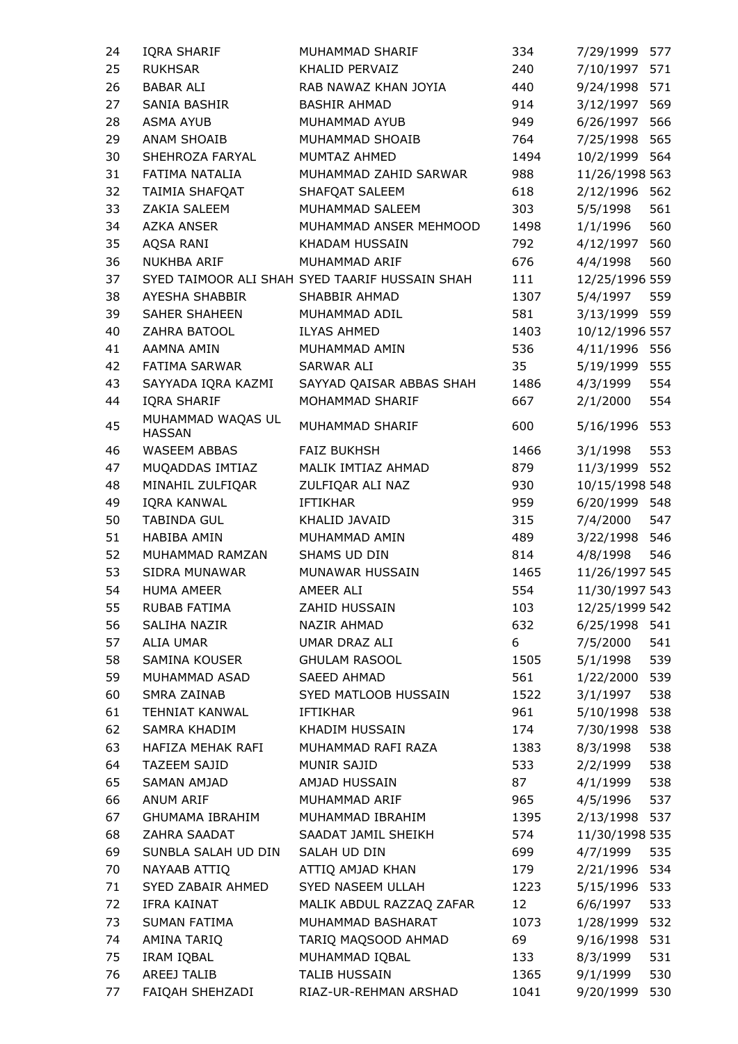| 24 | IQRA SHARIF | MUHAMMAD SHARIF | 334 | 7/29/1999 | 577 |
|---|---|---|---|---|---|
| 25 | RUKHSAR | KHALID PERVAIZ | 240 | 7/10/1997 | 571 |
| 26 | BABAR ALI | RAB NAWAZ KHAN JOYIA | 440 | 9/24/1998 | 571 |
| 27 | SANIA BASHIR | BASHIR AHMAD | 914 | 3/12/1997 | 569 |
| 28 | ASMA AYUB | MUHAMMAD AYUB | 949 | 6/26/1997 | 566 |
| 29 | ANAM SHOAIB | MUHAMMAD SHOAIB | 764 | 7/25/1998 | 565 |
| 30 | SHEHROZA FARYAL | MUMTAZ AHMED | 1494 | 10/2/1999 | 564 |
| 31 | FATIMA NATALIA | MUHAMMAD ZAHID SARWAR | 988 | 11/26/1998 | 563 |
| 32 | TAIMIA SHAFQAT | SHAFQAT SALEEM | 618 | 2/12/1996 | 562 |
| 33 | ZAKIA SALEEM | MUHAMMAD SALEEM | 303 | 5/5/1998 | 561 |
| 34 | AZKA ANSER | MUHAMMAD ANSER MEHMOOD | 1498 | 1/1/1996 | 560 |
| 35 | AQSA RANI | KHADAM HUSSAIN | 792 | 4/12/1997 | 560 |
| 36 | NUKHBA ARIF | MUHAMMAD ARIF | 676 | 4/4/1998 | 560 |
| 37 | SYED TAIMOOR ALI SHAH | SYED TAARIF HUSSAIN SHAH | 111 | 12/25/1996 | 559 |
| 38 | AYESHA SHABBIR | SHABBIR AHMAD | 1307 | 5/4/1997 | 559 |
| 39 | SAHER SHAHEEN | MUHAMMAD ADIL | 581 | 3/13/1999 | 559 |
| 40 | ZAHRA BATOOL | ILYAS AHMED | 1403 | 10/12/1996 | 557 |
| 41 | AAMNA AMIN | MUHAMMAD AMIN | 536 | 4/11/1996 | 556 |
| 42 | FATIMA SARWAR | SARWAR ALI | 35 | 5/19/1999 | 555 |
| 43 | SAYYADA IQRA KAZMI | SAYYAD QAISAR ABBAS SHAH | 1486 | 4/3/1999 | 554 |
| 44 | IQRA SHARIF | MOHAMMAD SHARIF | 667 | 2/1/2000 | 554 |
| 45 | MUHAMMAD WAQAS UL HASSAN | MUHAMMAD SHARIF | 600 | 5/16/1996 | 553 |
| 46 | WASEEM ABBAS | FAIZ BUKHSH | 1466 | 3/1/1998 | 553 |
| 47 | MUQADDAS IMTIAZ | MALIK IMTIAZ AHMAD | 879 | 11/3/1999 | 552 |
| 48 | MINAHIL ZULFIQAR | ZULFIQAR ALI NAZ | 930 | 10/15/1998 | 548 |
| 49 | IQRA KANWAL | IFTIKHAR | 959 | 6/20/1999 | 548 |
| 50 | TABINDA GUL | KHALID JAVAID | 315 | 7/4/2000 | 547 |
| 51 | HABIBA AMIN | MUHAMMAD AMIN | 489 | 3/22/1998 | 546 |
| 52 | MUHAMMAD RAMZAN | SHAMS UD DIN | 814 | 4/8/1998 | 546 |
| 53 | SIDRA MUNAWAR | MUNAWAR HUSSAIN | 1465 | 11/26/1997 | 545 |
| 54 | HUMA AMEER | AMEER ALI | 554 | 11/30/1997 | 543 |
| 55 | RUBAB FATIMA | ZAHID HUSSAIN | 103 | 12/25/1999 | 542 |
| 56 | SALIHA NAZIR | NAZIR AHMAD | 632 | 6/25/1998 | 541 |
| 57 | ALIA UMAR | UMAR DRAZ ALI | 6 | 7/5/2000 | 541 |
| 58 | SAMINA KOUSER | GHULAM RASOOL | 1505 | 5/1/1998 | 539 |
| 59 | MUHAMMAD ASAD | SAEED AHMAD | 561 | 1/22/2000 | 539 |
| 60 | SMRA ZAINAB | SYED MATLOOB HUSSAIN | 1522 | 3/1/1997 | 538 |
| 61 | TEHNIAT KANWAL | IFTIKHAR | 961 | 5/10/1998 | 538 |
| 62 | SAMRA KHADIM | KHADIM HUSSAIN | 174 | 7/30/1998 | 538 |
| 63 | HAFIZA MEHAK RAFI | MUHAMMAD RAFI RAZA | 1383 | 8/3/1998 | 538 |
| 64 | TAZEEM SAJID | MUNIR SAJID | 533 | 2/2/1999 | 538 |
| 65 | SAMAN AMJAD | AMJAD HUSSAIN | 87 | 4/1/1999 | 538 |
| 66 | ANUM ARIF | MUHAMMAD ARIF | 965 | 4/5/1996 | 537 |
| 67 | GHUMAMA IBRAHIM | MUHAMMAD IBRAHIM | 1395 | 2/13/1998 | 537 |
| 68 | ZAHRA SAADAT | SAADAT JAMIL SHEIKH | 574 | 11/30/1998 | 535 |
| 69 | SUNBLA SALAH UD DIN | SALAH UD DIN | 699 | 4/7/1999 | 535 |
| 70 | NAYAAB ATTIQ | ATTIQ AMJAD KHAN | 179 | 2/21/1996 | 534 |
| 71 | SYED ZABAIR AHMED | SYED NASEEM ULLAH | 1223 | 5/15/1996 | 533 |
| 72 | IFRA KAINAT | MALIK ABDUL RAZZAQ ZAFAR | 12 | 6/6/1997 | 533 |
| 73 | SUMAN FATIMA | MUHAMMAD BASHARAT | 1073 | 1/28/1999 | 532 |
| 74 | AMINA TARIQ | TARIQ MAQSOOD AHMAD | 69 | 9/16/1998 | 531 |
| 75 | IRAM IQBAL | MUHAMMAD IQBAL | 133 | 8/3/1999 | 531 |
| 76 | AREEJ TALIB | TALIB HUSSAIN | 1365 | 9/1/1999 | 530 |
| 77 | FAIQAH SHEHZADI | RIAZ-UR-REHMAN ARSHAD | 1041 | 9/20/1999 | 530 |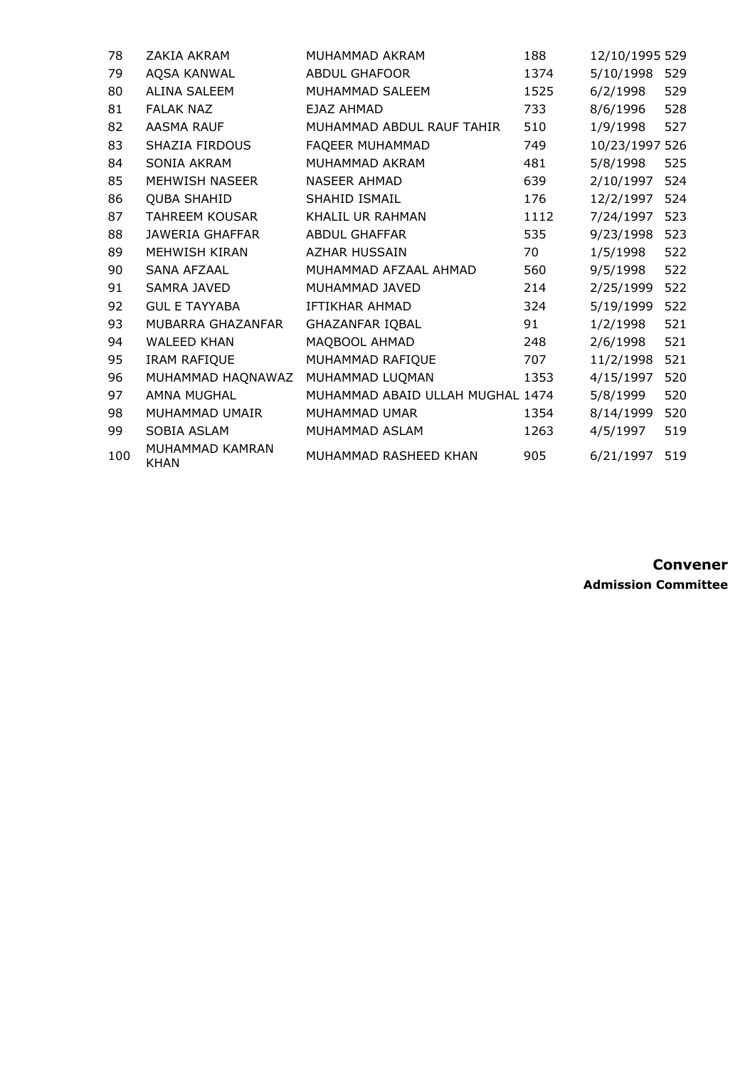| | | | | | |
|---|---|---|---|---|---|
| 78 | ZAKIA AKRAM | MUHAMMAD AKRAM | 188 | 12/10/1995 | 529 |
| 79 | AQSA KANWAL | ABDUL GHAFOOR | 1374 | 5/10/1998 | 529 |
| 80 | ALINA SALEEM | MUHAMMAD SALEEM | 1525 | 6/2/1998 | 529 |
| 81 | FALAK NAZ | EJAZ AHMAD | 733 | 8/6/1996 | 528 |
| 82 | AASMA RAUF | MUHAMMAD ABDUL RAUF TAHIR | 510 | 1/9/1998 | 527 |
| 83 | SHAZIA FIRDOUS | FAQEER MUHAMMAD | 749 | 10/23/1997 | 526 |
| 84 | SONIA AKRAM | MUHAMMAD AKRAM | 481 | 5/8/1998 | 525 |
| 85 | MEHWISH NASEER | NASEER AHMAD | 639 | 2/10/1997 | 524 |
| 86 | QUBA SHAHID | SHAHID ISMAIL | 176 | 12/2/1997 | 524 |
| 87 | TAHREEM KOUSAR | KHALIL UR RAHMAN | 1112 | 7/24/1997 | 523 |
| 88 | JAWERIA GHAFFAR | ABDUL GHAFFAR | 535 | 9/23/1998 | 523 |
| 89 | MEHWISH KIRAN | AZHAR HUSSAIN | 70 | 1/5/1998 | 522 |
| 90 | SANA AFZAAL | MUHAMMAD AFZAAL AHMAD | 560 | 9/5/1998 | 522 |
| 91 | SAMRA JAVED | MUHAMMAD JAVED | 214 | 2/25/1999 | 522 |
| 92 | GUL E TAYYABA | IFTIKHAR AHMAD | 324 | 5/19/1999 | 522 |
| 93 | MUBARRA GHAZANFAR | GHAZANFAR IQBAL | 91 | 1/2/1998 | 521 |
| 94 | WALEED KHAN | MAQBOOL AHMAD | 248 | 2/6/1998 | 521 |
| 95 | IRAM RAFIQUE | MUHAMMAD RAFIQUE | 707 | 11/2/1998 | 521 |
| 96 | MUHAMMAD HAQNAWAZ | MUHAMMAD LUQMAN | 1353 | 4/15/1997 | 520 |
| 97 | AMNA MUGHAL | MUHAMMAD ABAID ULLAH MUGHAL | 1474 | 5/8/1999 | 520 |
| 98 | MUHAMMAD UMAIR | MUHAMMAD UMAR | 1354 | 8/14/1999 | 520 |
| 99 | SOBIA ASLAM | MUHAMMAD ASLAM | 1263 | 4/5/1997 | 519 |
| 100 | MUHAMMAD KAMRAN KHAN | MUHAMMAD RASHEED KHAN | 905 | 6/21/1997 | 519 |

**Convener**
**Admission Committee**